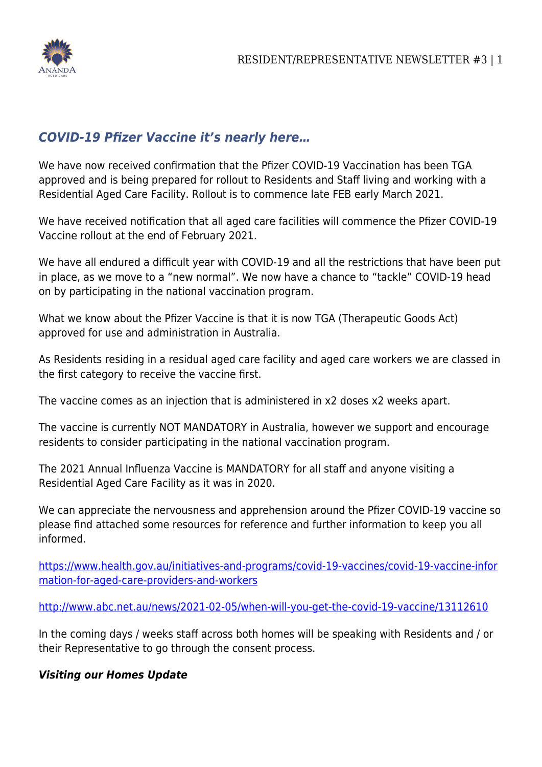## ***COVID-19 Pfizer Vaccine it's nearly here…***

We have now received confirmation that the Pfizer COVID-19 Vaccination has been TGA approved and is being prepared for rollout to Residents and Staff living and working with a Residential Aged Care Facility. Rollout is to commence late FEB early March 2021.

We have received notification that all aged care facilities will commence the Pfizer COVID-19 Vaccine rollout at the end of February 2021.

We have all endured a difficult year with COVID-19 and all the restrictions that have been put in place, as we move to a "new normal". We now have a chance to "tackle" COVID-19 head on by participating in the national vaccination program.

What we know about the Pfizer Vaccine is that it is now TGA (Therapeutic Goods Act) approved for use and administration in Australia.

As Residents residing in a residual aged care facility and aged care workers we are classed in the first category to receive the vaccine first.

The vaccine comes as an injection that is administered in x2 doses x2 weeks apart.

The vaccine is currently NOT MANDATORY in Australia, however we support and encourage residents to consider participating in the national vaccination program.

The 2021 Annual Influenza Vaccine is MANDATORY for all staff and anyone visiting a Residential Aged Care Facility as it was in 2020.

We can appreciate the nervousness and apprehension around the Pfizer COVID-19 vaccine so please find attached some resources for reference and further information to keep you all informed.

https://www.health.gov.au/initiatives-and-programs/covid-19-vaccines/covid-19-vaccine-information-for-aged-care-providers-and-workers

http://www.abc.net.au/news/2021-02-05/when-will-you-get-the-covid-19-vaccine/13112610

In the coming days / weeks staff across both homes will be speaking with Residents and / or their Representative to go through the consent process.

***Visiting our Homes Update***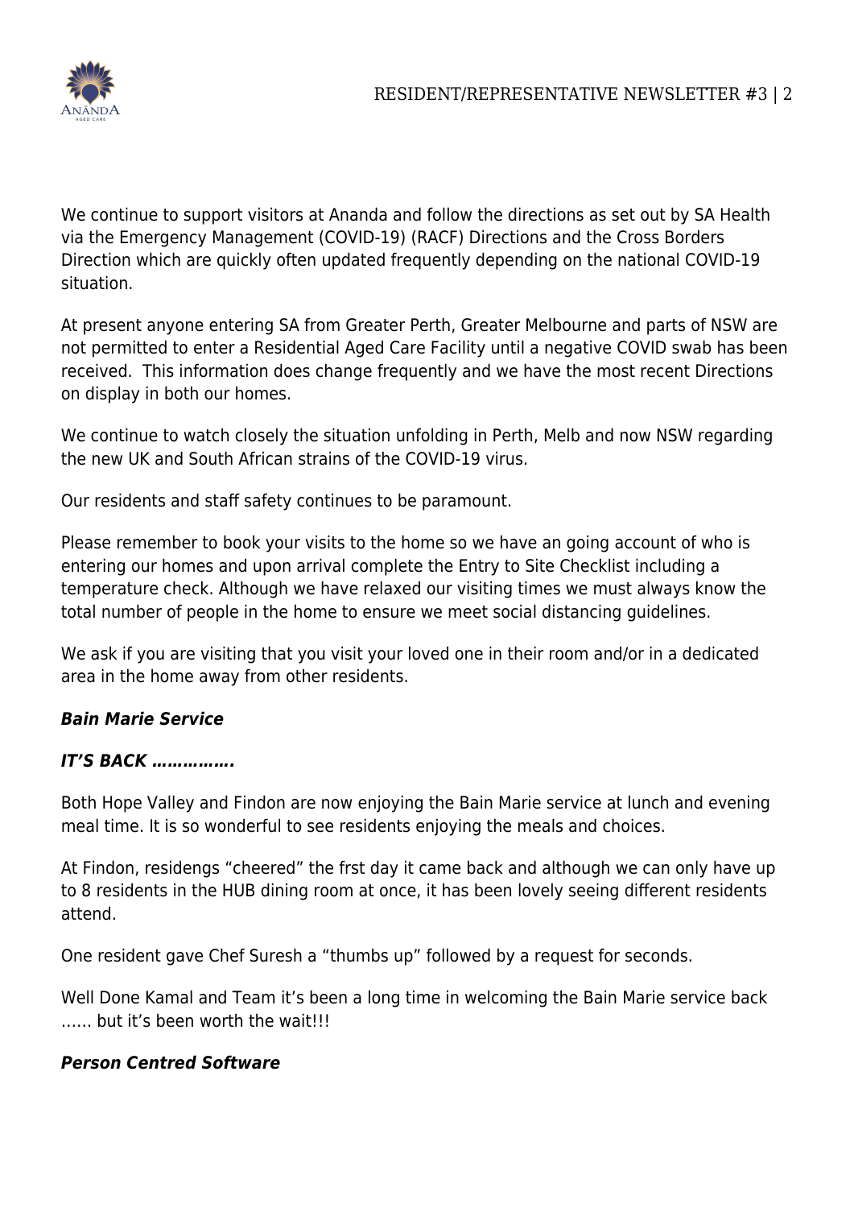We continue to support visitors at Ananda and follow the directions as set out by SA Health via the Emergency Management (COVID-19) (RACF) Directions and the Cross Borders Direction which are quickly often updated frequently depending on the national COVID-19 situation.

At present anyone entering SA from Greater Perth, Greater Melbourne and parts of NSW are not permitted to enter a Residential Aged Care Facility until a negative COVID swab has been received.  This information does change frequently and we have the most recent Directions on display in both our homes.

We continue to watch closely the situation unfolding in Perth, Melb and now NSW regarding the new UK and South African strains of the COVID-19 virus.

Our residents and staff safety continues to be paramount.

Please remember to book your visits to the home so we have an going account of who is entering our homes and upon arrival complete the Entry to Site Checklist including a temperature check. Although we have relaxed our visiting times we must always know the total number of people in the home to ensure we meet social distancing guidelines.

We ask if you are visiting that you visit your loved one in their room and/or in a dedicated area in the home away from other residents.

***Bain Marie Service***

***IT'S BACK …………….***

Both Hope Valley and Findon are now enjoying the Bain Marie service at lunch and evening meal time. It is so wonderful to see residents enjoying the meals and choices.

At Findon, residengs "cheered" the frst day it came back and although we can only have up to 8 residents in the HUB dining room at once, it has been lovely seeing different residents attend.

One resident gave Chef Suresh a "thumbs up" followed by a request for seconds.

Well Done Kamal and Team it's been a long time in welcoming the Bain Marie service back …… but it's been worth the wait!!!

***Person Centred Software***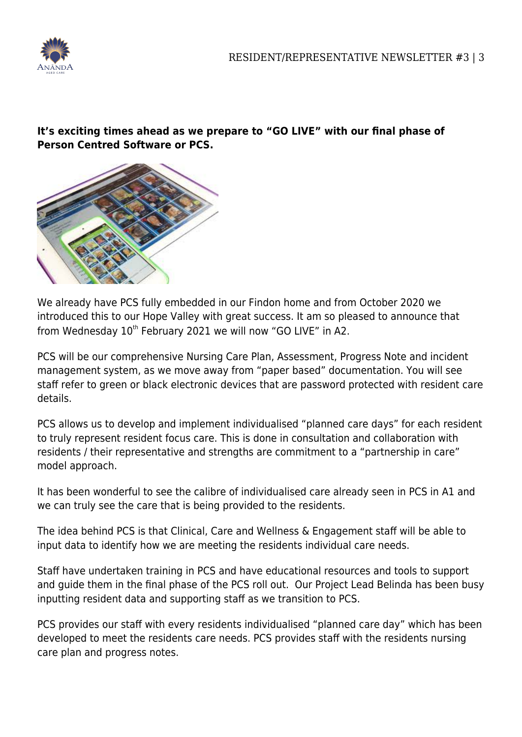**It's exciting times ahead as we prepare to "GO LIVE" with our final phase of Person Centred Software or PCS.**

We already have PCS fully embedded in our Findon home and from October 2020 we introduced this to our Hope Valley with great success. It am so pleased to announce that from Wednesday 10th February 2021 we will now "GO LIVE" in A2.

PCS will be our comprehensive Nursing Care Plan, Assessment, Progress Note and incident management system, as we move away from "paper based" documentation. You will see staff refer to green or black electronic devices that are password protected with resident care details.

PCS allows us to develop and implement individualised "planned care days" for each resident to truly represent resident focus care. This is done in consultation and collaboration with residents / their representative and strengths are commitment to a "partnership in care" model approach.

It has been wonderful to see the calibre of individualised care already seen in PCS in A1 and we can truly see the care that is being provided to the residents.

The idea behind PCS is that Clinical, Care and Wellness & Engagement staff will be able to input data to identify how we are meeting the residents individual care needs.

Staff have undertaken training in PCS and have educational resources and tools to support and guide them in the final phase of the PCS roll out. Our Project Lead Belinda has been busy inputting resident data and supporting staff as we transition to PCS.

PCS provides our staff with every residents individualised "planned care day" which has been developed to meet the residents care needs. PCS provides staff with the residents nursing care plan and progress notes.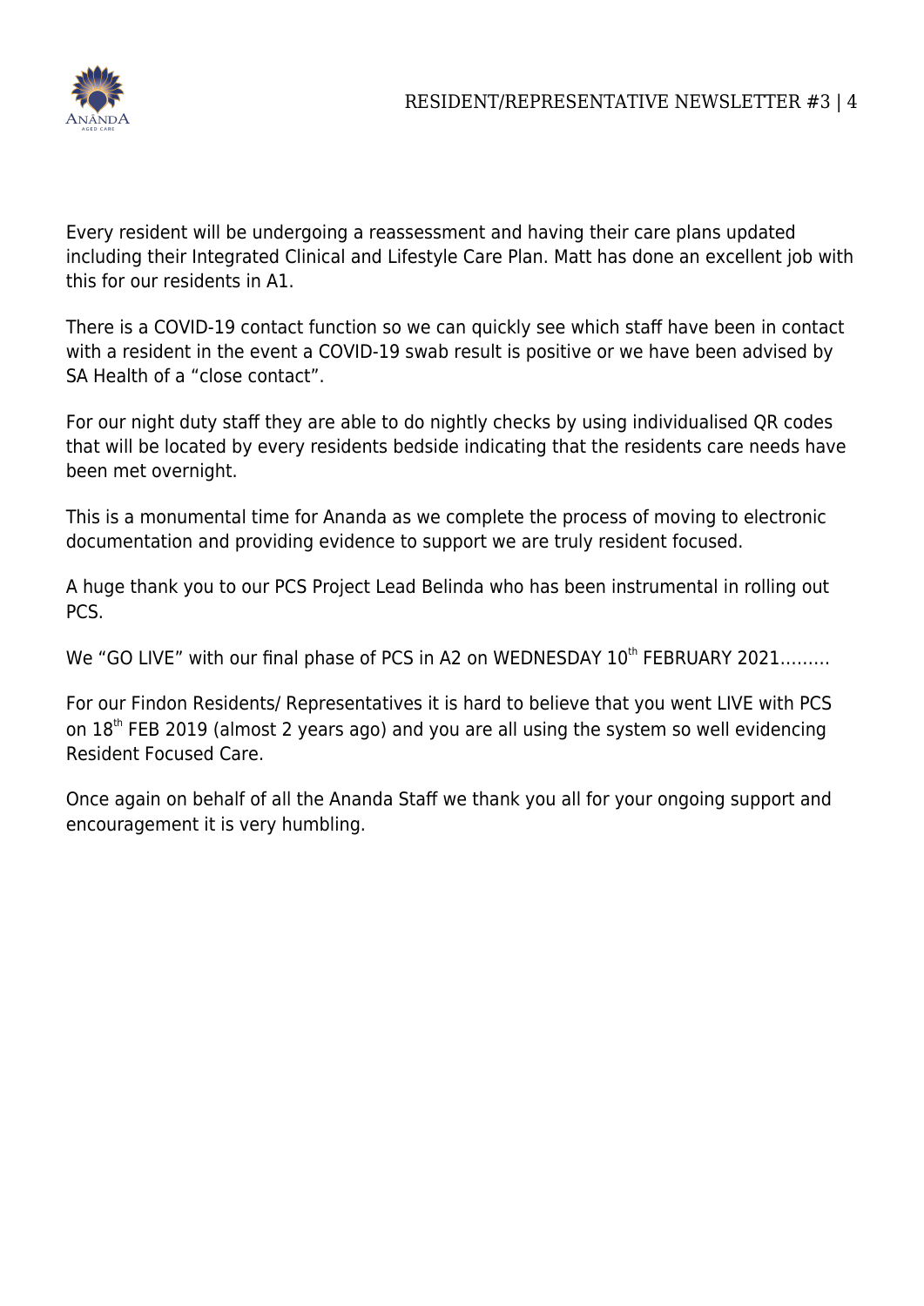Every resident will be undergoing a reassessment and having their care plans updated including their Integrated Clinical and Lifestyle Care Plan. Matt has done an excellent job with this for our residents in A1.

There is a COVID-19 contact function so we can quickly see which staff have been in contact with a resident in the event a COVID-19 swab result is positive or we have been advised by SA Health of a "close contact".

For our night duty staff they are able to do nightly checks by using individualised QR codes that will be located by every residents bedside indicating that the residents care needs have been met overnight.

This is a monumental time for Ananda as we complete the process of moving to electronic documentation and providing evidence to support we are truly resident focused.

A huge thank you to our PCS Project Lead Belinda who has been instrumental in rolling out PCS.

We "GO LIVE" with our final phase of PCS in A2 on WEDNESDAY 10th FEBRUARY 2021………

For our Findon Residents/ Representatives it is hard to believe that you went LIVE with PCS on 18th FEB 2019 (almost 2 years ago) and you are all using the system so well evidencing Resident Focused Care.

Once again on behalf of all the Ananda Staff we thank you all for your ongoing support and encouragement it is very humbling.